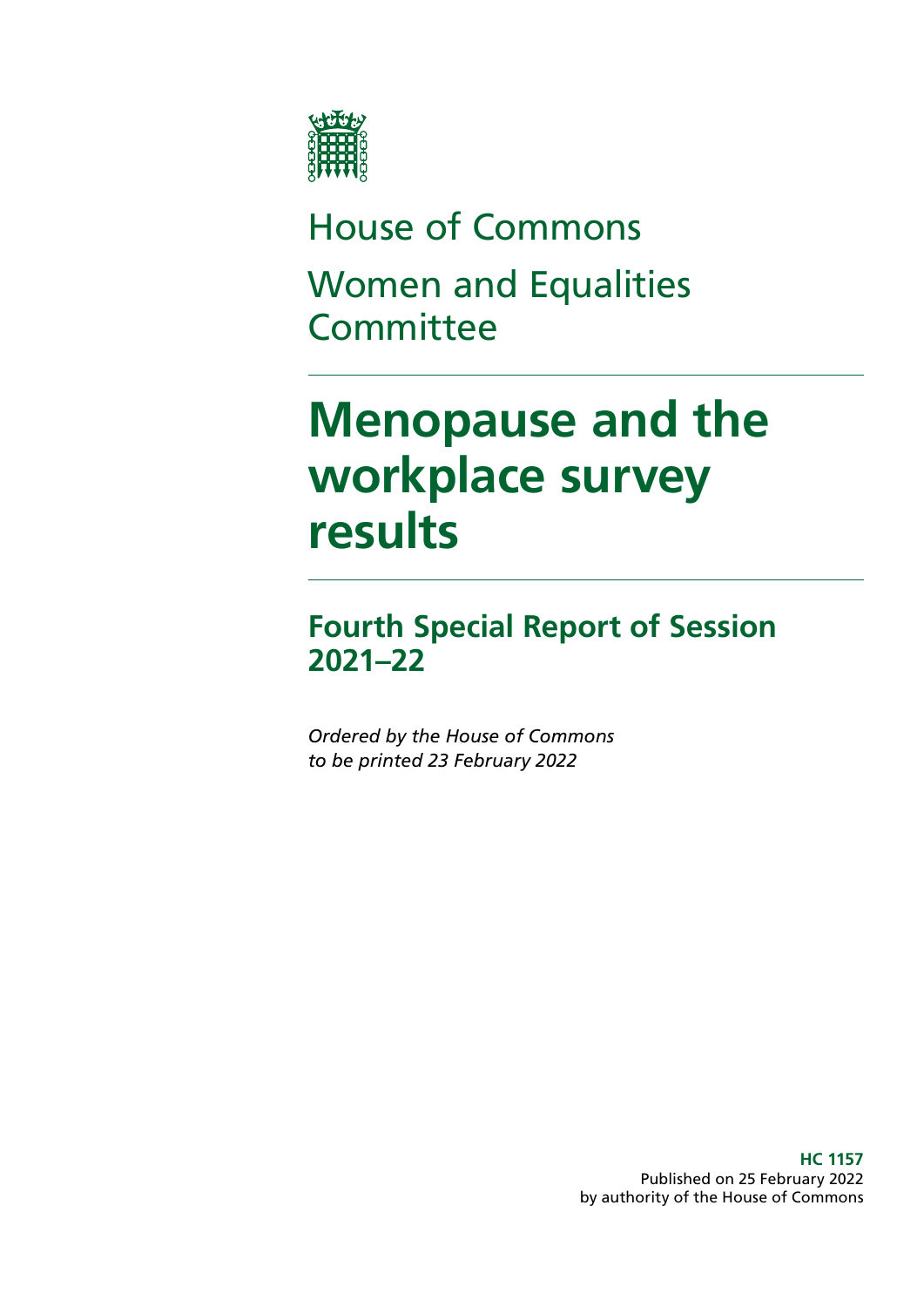House of Commons

Women and Equalities Committee

# Menopause and the workplace survey results

## Fourth Special Report of Session 2021–22

*Ordered by the House of Commons to be printed 23 February 2022*

**HC 1157**
Published on 25 February 2022
by authority of the House of Commons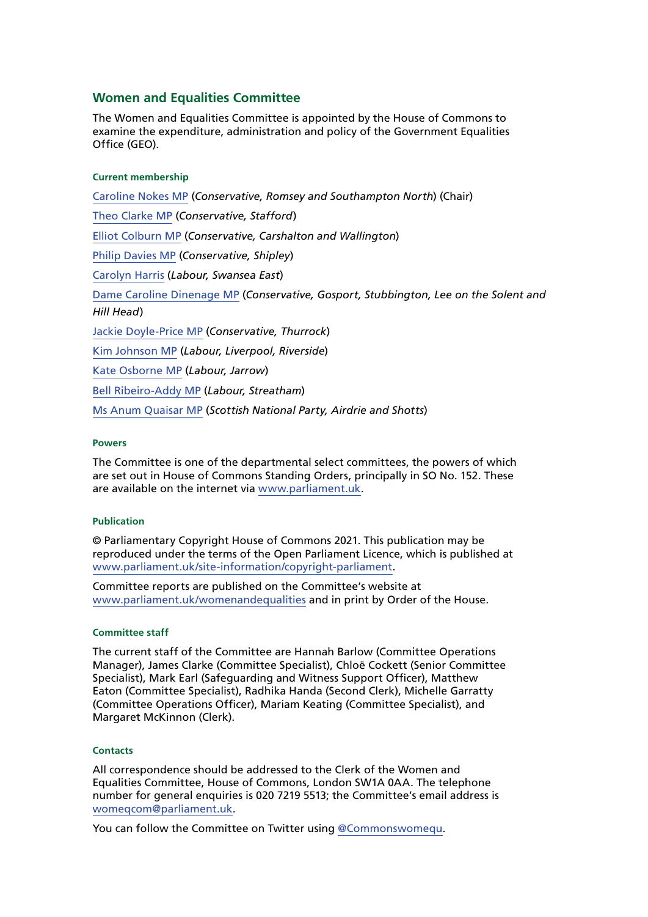## Women and Equalities Committee

The Women and Equalities Committee is appointed by the House of Commons to examine the expenditure, administration and policy of the Government Equalities Office (GEO).

### Current membership

Caroline Nokes MP (*Conservative, Romsey and Southampton North*) (Chair)

Theo Clarke MP (*Conservative, Stafford*)

Elliot Colburn MP (*Conservative, Carshalton and Wallington*)

Philip Davies MP (*Conservative, Shipley*)

Carolyn Harris (*Labour, Swansea East*)

Dame Caroline Dinenage MP (*Conservative, Gosport, Stubbington, Lee on the Solent and Hill Head*)

Jackie Doyle-Price MP (*Conservative, Thurrock*)

Kim Johnson MP (*Labour, Liverpool, Riverside*)

Kate Osborne MP (*Labour, Jarrow*)

Bell Ribeiro-Addy MP (*Labour, Streatham*)

Ms Anum Quaisar MP (*Scottish National Party, Airdrie and Shotts*)

### Powers

The Committee is one of the departmental select committees, the powers of which are set out in House of Commons Standing Orders, principally in SO No. 152. These are available on the internet via www.parliament.uk.

### Publication

© Parliamentary Copyright House of Commons 2021. This publication may be reproduced under the terms of the Open Parliament Licence, which is published at www.parliament.uk/site-information/copyright-parliament.

Committee reports are published on the Committee's website at www.parliament.uk/womenandequalities and in print by Order of the House.

### Committee staff

The current staff of the Committee are Hannah Barlow (Committee Operations Manager), James Clarke (Committee Specialist), Chloë Cockett (Senior Committee Specialist), Mark Earl (Safeguarding and Witness Support Officer), Matthew Eaton (Committee Specialist), Radhika Handa (Second Clerk), Michelle Garratty (Committee Operations Officer), Mariam Keating (Committee Specialist), and Margaret McKinnon (Clerk).

### Contacts

All correspondence should be addressed to the Clerk of the Women and Equalities Committee, House of Commons, London SW1A 0AA. The telephone number for general enquiries is 020 7219 5513; the Committee's email address is womeqcom@parliament.uk.

You can follow the Committee on Twitter using @Commonswomequ.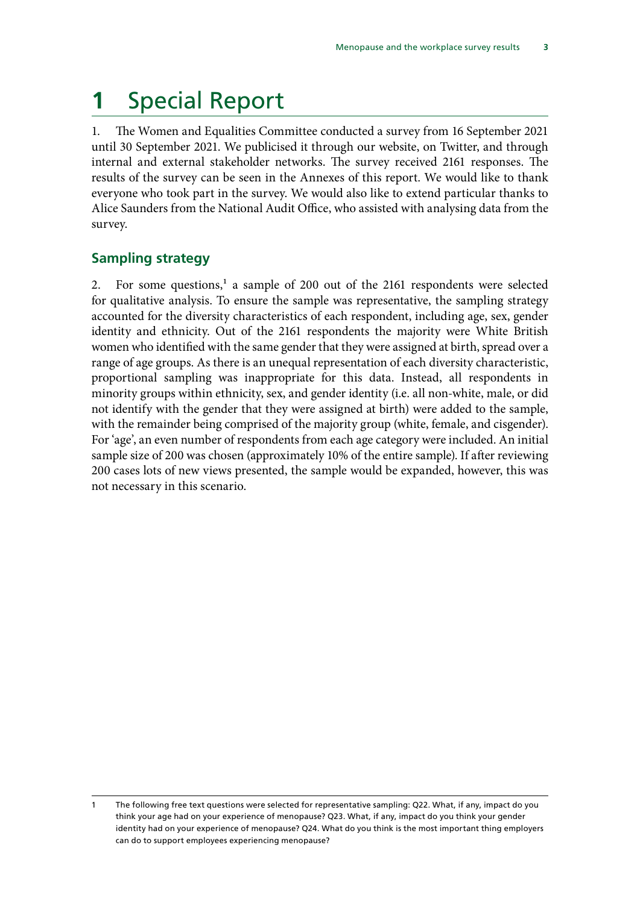# 1 Special Report

1. The Women and Equalities Committee conducted a survey from 16 September 2021 until 30 September 2021. We publicised it through our website, on Twitter, and through internal and external stakeholder networks. The survey received 2161 responses. The results of the survey can be seen in the Annexes of this report. We would like to thank everyone who took part in the survey. We would also like to extend particular thanks to Alice Saunders from the National Audit Office, who assisted with analysing data from the survey.

## Sampling strategy

2. For some questions,[1] a sample of 200 out of the 2161 respondents were selected for qualitative analysis. To ensure the sample was representative, the sampling strategy accounted for the diversity characteristics of each respondent, including age, sex, gender identity and ethnicity. Out of the 2161 respondents the majority were White British women who identified with the same gender that they were assigned at birth, spread over a range of age groups. As there is an unequal representation of each diversity characteristic, proportional sampling was inappropriate for this data. Instead, all respondents in minority groups within ethnicity, sex, and gender identity (i.e. all non-white, male, or did not identify with the gender that they were assigned at birth) were added to the sample, with the remainder being comprised of the majority group (white, female, and cisgender). For 'age', an even number of respondents from each age category were included. An initial sample size of 200 was chosen (approximately 10% of the entire sample). If after reviewing 200 cases lots of new views presented, the sample would be expanded, however, this was not necessary in this scenario.

---

1 The following free text questions were selected for representative sampling: Q22. What, if any, impact do you think your age had on your experience of menopause? Q23. What, if any, impact do you think your gender identity had on your experience of menopause? Q24. What do you think is the most important thing employers can do to support employees experiencing menopause?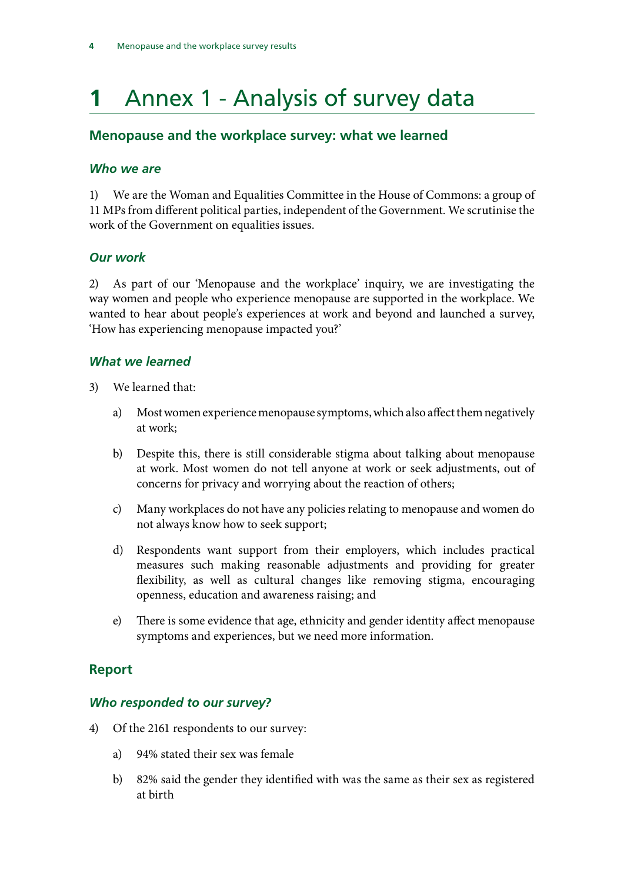# 1 Annex 1 - Analysis of survey data

## Menopause and the workplace survey: what we learned

### *Who we are*

1) We are the Woman and Equalities Committee in the House of Commons: a group of 11 MPs from different political parties, independent of the Government. We scrutinise the work of the Government on equalities issues.

### *Our work*

2) As part of our 'Menopause and the workplace' inquiry, we are investigating the way women and people who experience menopause are supported in the workplace. We wanted to hear about people's experiences at work and beyond and launched a survey, 'How has experiencing menopause impacted you?'

### *What we learned*

3) We learned that:

a) Most women experience menopause symptoms, which also affect them negatively at work;

b) Despite this, there is still considerable stigma about talking about menopause at work. Most women do not tell anyone at work or seek adjustments, out of concerns for privacy and worrying about the reaction of others;

c) Many workplaces do not have any policies relating to menopause and women do not always know how to seek support;

d) Respondents want support from their employers, which includes practical measures such making reasonable adjustments and providing for greater flexibility, as well as cultural changes like removing stigma, encouraging openness, education and awareness raising; and

e) There is some evidence that age, ethnicity and gender identity affect menopause symptoms and experiences, but we need more information.

## Report

### *Who responded to our survey?*

4) Of the 2161 respondents to our survey:

a) 94% stated their sex was female

b) 82% said the gender they identified with was the same as their sex as registered at birth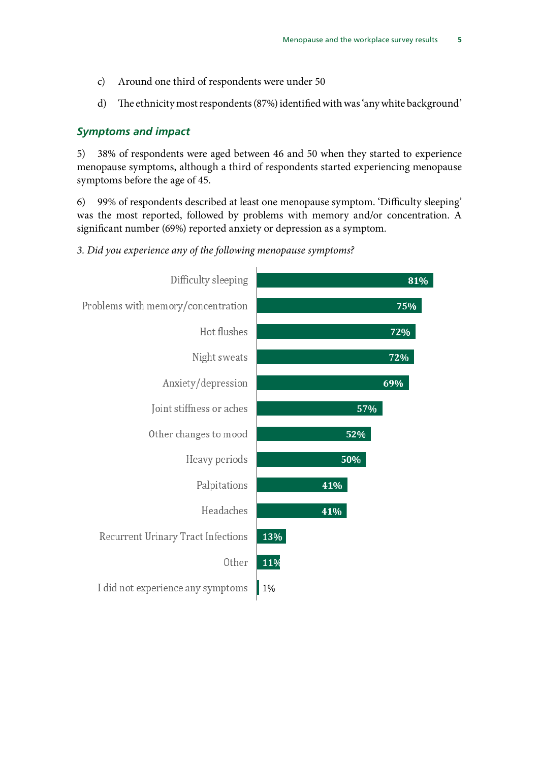c) Around one third of respondents were under 50

d) The ethnicity most respondents (87%) identified with was 'any white background'

### *Symptoms and impact*

5) 38% of respondents were aged between 46 and 50 when they started to experience menopause symptoms, although a third of respondents started experiencing menopause symptoms before the age of 45.

6) 99% of respondents described at least one menopause symptom. 'Difficulty sleeping' was the most reported, followed by problems with memory and/or concentration. A significant number (69%) reported anxiety or depression as a symptom.

*3. Did you experience any of the following menopause symptoms?*

| Symptom | Percentage |
| --- | --- |
| Difficulty sleeping | 81% |
| Problems with memory/concentration | 75% |
| Hot flushes | 72% |
| Night sweats | 72% |
| Anxiety/depression | 69% |
| Joint stiffness or aches | 57% |
| Other changes to mood | 52% |
| Heavy periods | 50% |
| Palpitations | 41% |
| Headaches | 41% |
| Recurrent Urinary Tract Infections | 13% |
| Other | 11% |
| I did not experience any symptoms | 1% |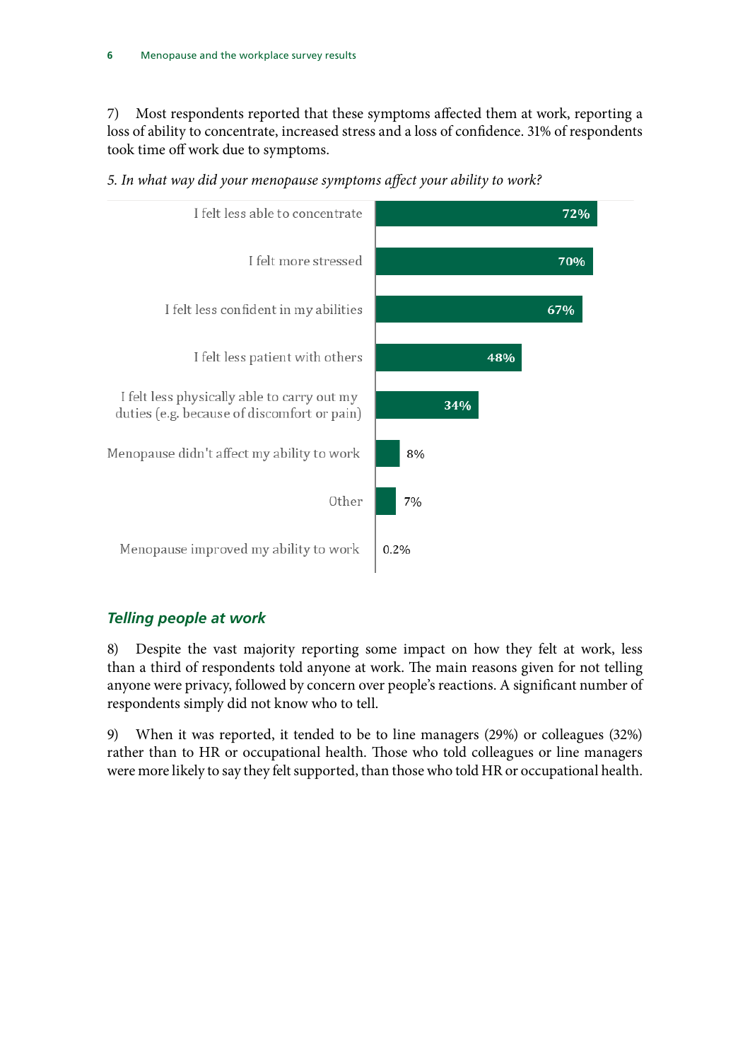7) Most respondents reported that these symptoms affected them at work, reporting a loss of ability to concentrate, increased stress and a loss of confidence. 31% of respondents took time off work due to symptoms.

*5. In what way did your menopause symptoms affect your ability to work?*

| Response | % |
|---|---|
| I felt less able to concentrate | 72% |
| I felt more stressed | 70% |
| I felt less confident in my abilities | 67% |
| I felt less patient with others | 48% |
| I felt less physically able to carry out my duties (e.g. because of discomfort or pain) | 34% |
| Menopause didn't affect my ability to work | 8% |
| Other | 7% |
| Menopause improved my ability to work | 0.2% |

### *Telling people at work*

8) Despite the vast majority reporting some impact on how they felt at work, less than a third of respondents told anyone at work. The main reasons given for not telling anyone were privacy, followed by concern over people's reactions. A significant number of respondents simply did not know who to tell.

9) When it was reported, it tended to be to line managers (29%) or colleagues (32%) rather than to HR or occupational health. Those who told colleagues or line managers were more likely to say they felt supported, than those who told HR or occupational health.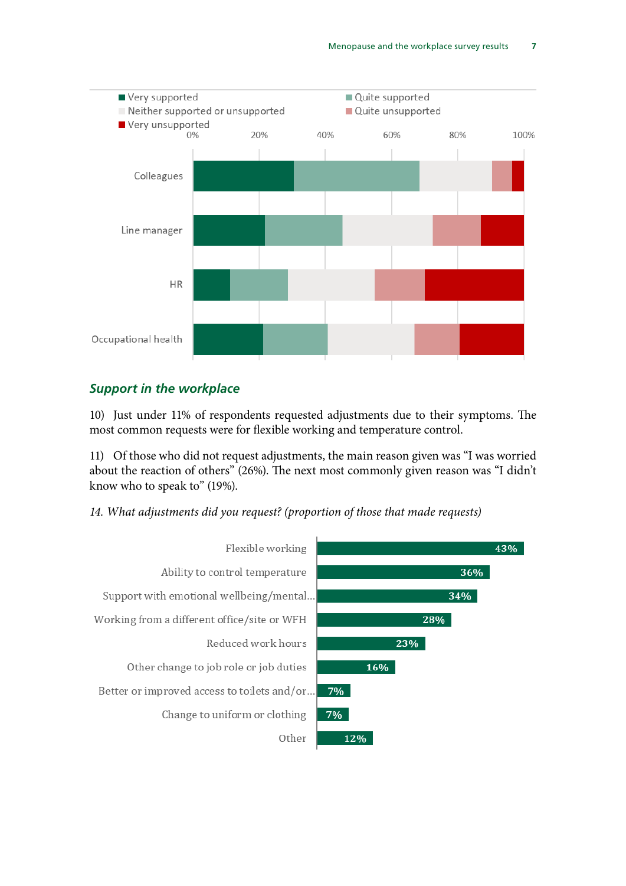■ Very supported ■ Quite supported
■ Neither supported or unsupported ■ Quite unsupported
■ Very unsupported

0% 20% 40% 60% 80% 100%

Colleagues

Line manager

HR

Occupational health

## *Support in the workplace*

10) Just under 11% of respondents requested adjustments due to their symptoms. The most common requests were for flexible working and temperature control.

11) Of those who did not request adjustments, the main reason given was "I was worried about the reaction of others" (26%). The next most commonly given reason was "I didn't know who to speak to" (19%).

*14. What adjustments did you request? (proportion of those that made requests)*

| Adjustment | % |
|---|---|
| Flexible working | 43% |
| Ability to control temperature | 36% |
| Support with emotional wellbeing/mental... | 34% |
| Working from a different office/site or WFH | 28% |
| Reduced work hours | 23% |
| Other change to job role or job duties | 16% |
| Better or improved access to toilets and/or... | 7% |
| Change to uniform or clothing | 7% |
| Other | 12% |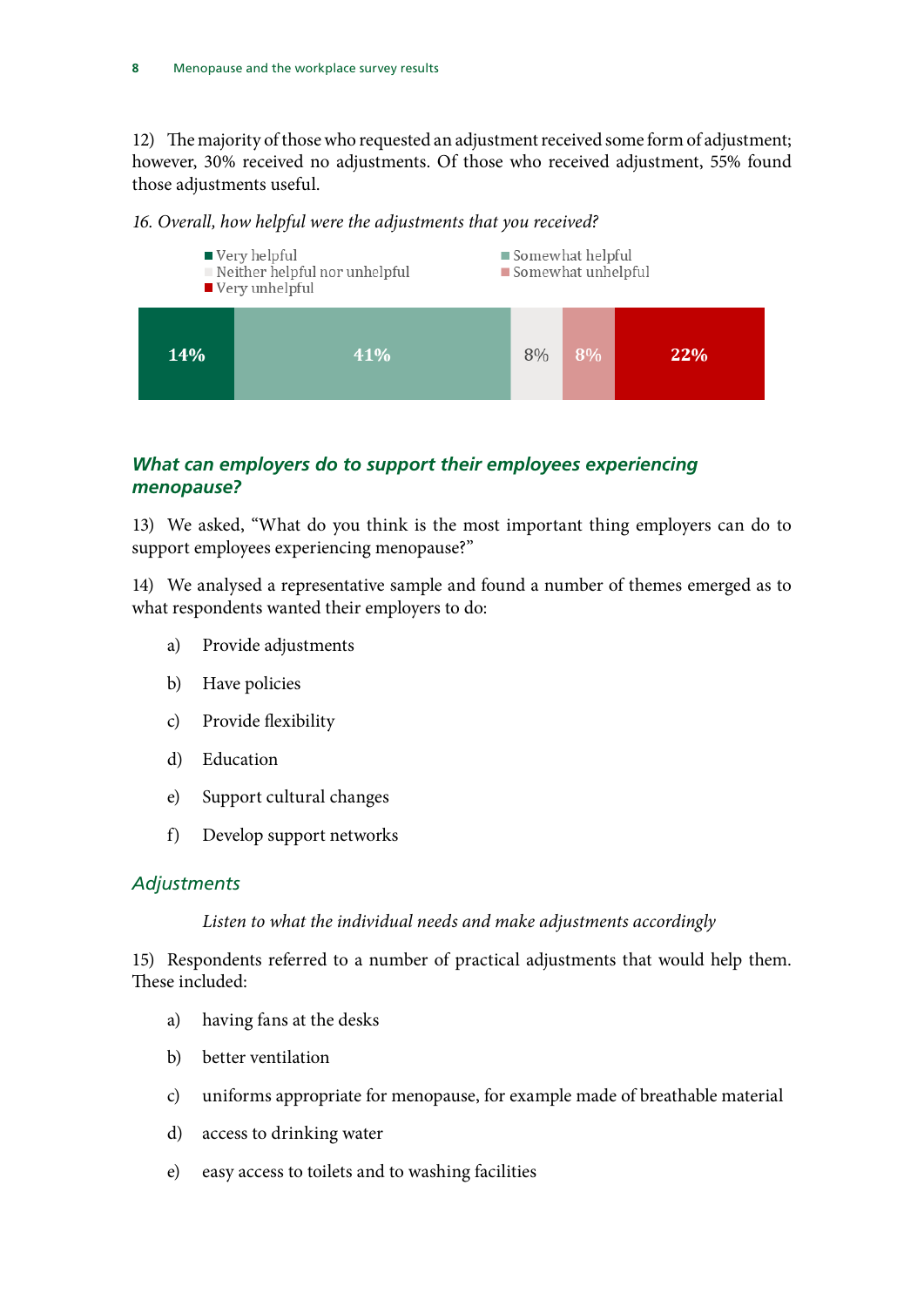12) The majority of those who requested an adjustment received some form of adjustment; however, 30% received no adjustments. Of those who received adjustment, 55% found those adjustments useful.

*16. Overall, how helpful were the adjustments that you received?*

| Very helpful | Somewhat helpful | Neither helpful nor unhelpful | Somewhat unhelpful | Very unhelpful |
|---|---|---|---|---|
| 14% | 41% | 8% | 8% | 22% |

## What can employers do to support their employees experiencing menopause?

13) We asked, "What do you think is the most important thing employers can do to support employees experiencing menopause?"

14) We analysed a representative sample and found a number of themes emerged as to what respondents wanted their employers to do:

a) Provide adjustments

b) Have policies

c) Provide flexibility

d) Education

e) Support cultural changes

f) Develop support networks

### Adjustments

*Listen to what the individual needs and make adjustments accordingly*

15) Respondents referred to a number of practical adjustments that would help them. These included:

a) having fans at the desks

b) better ventilation

c) uniforms appropriate for menopause, for example made of breathable material

d) access to drinking water

e) easy access to toilets and to washing facilities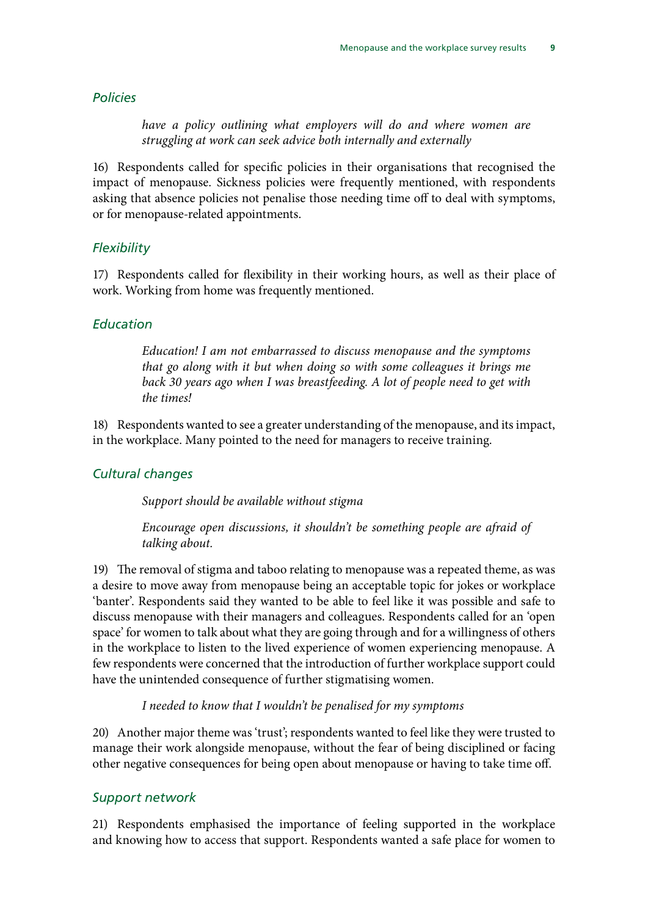### *Policies*

> *have a policy outlining what employers will do and where women are struggling at work can seek advice both internally and externally*

16) Respondents called for specific policies in their organisations that recognised the impact of menopause. Sickness policies were frequently mentioned, with respondents asking that absence policies not penalise those needing time off to deal with symptoms, or for menopause-related appointments.

### *Flexibility*

17) Respondents called for flexibility in their working hours, as well as their place of work. Working from home was frequently mentioned.

### *Education*

> *Education! I am not embarrassed to discuss menopause and the symptoms that go along with it but when doing so with some colleagues it brings me back 30 years ago when I was breastfeeding. A lot of people need to get with the times!*

18) Respondents wanted to see a greater understanding of the menopause, and its impact, in the workplace. Many pointed to the need for managers to receive training.

### *Cultural changes*

> *Support should be available without stigma*

> *Encourage open discussions, it shouldn't be something people are afraid of talking about.*

19) The removal of stigma and taboo relating to menopause was a repeated theme, as was a desire to move away from menopause being an acceptable topic for jokes or workplace 'banter'. Respondents said they wanted to be able to feel like it was possible and safe to discuss menopause with their managers and colleagues. Respondents called for an 'open space' for women to talk about what they are going through and for a willingness of others in the workplace to listen to the lived experience of women experiencing menopause. A few respondents were concerned that the introduction of further workplace support could have the unintended consequence of further stigmatising women.

> *I needed to know that I wouldn't be penalised for my symptoms*

20) Another major theme was 'trust'; respondents wanted to feel like they were trusted to manage their work alongside menopause, without the fear of being disciplined or facing other negative consequences for being open about menopause or having to take time off.

### *Support network*

21) Respondents emphasised the importance of feeling supported in the workplace and knowing how to access that support. Respondents wanted a safe place for women to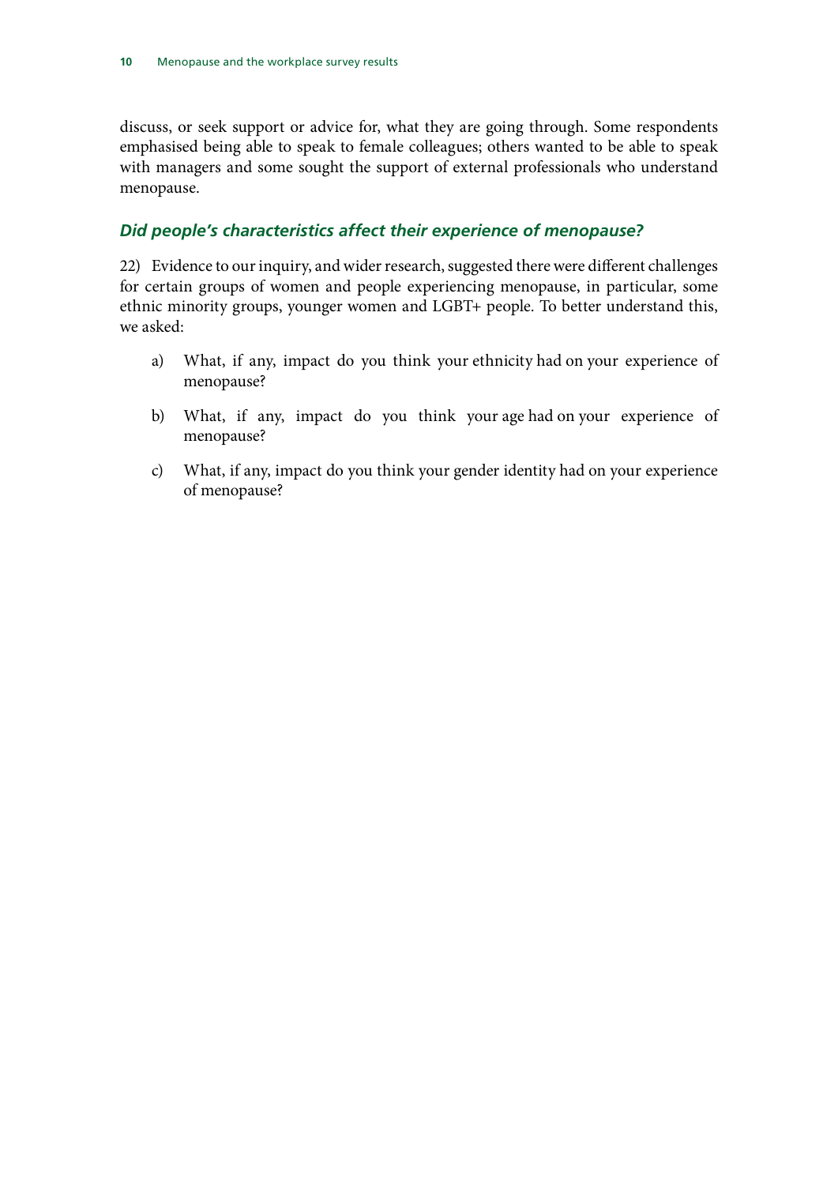discuss, or seek support or advice for, what they are going through. Some respondents emphasised being able to speak to female colleagues; others wanted to be able to speak with managers and some sought the support of external professionals who understand menopause.

### *Did people's characteristics affect their experience of menopause?*

22) Evidence to our inquiry, and wider research, suggested there were different challenges for certain groups of women and people experiencing menopause, in particular, some ethnic minority groups, younger women and LGBT+ people. To better understand this, we asked:

a) What, if any, impact do you think your ethnicity had on your experience of menopause?

b) What, if any, impact do you think your age had on your experience of menopause?

c) What, if any, impact do you think your gender identity had on your experience of menopause?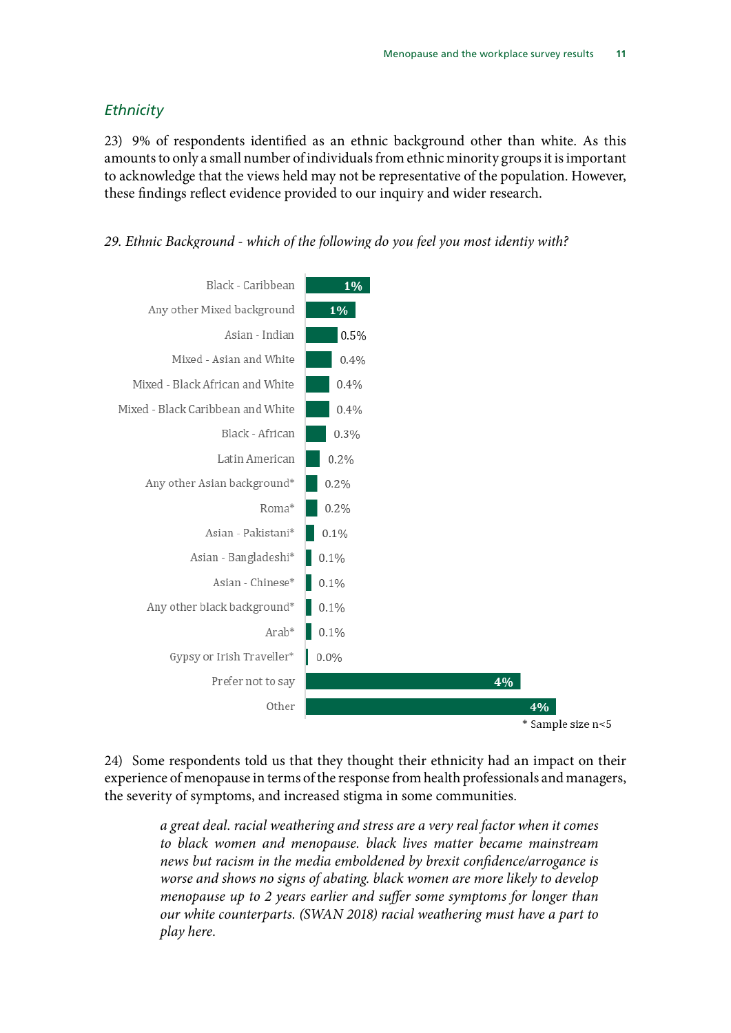### *Ethnicity*

23) 9% of respondents identified as an ethnic background other than white. As this amounts to only a small number of individuals from ethnic minority groups it is important to acknowledge that the views held may not be representative of the population. However, these findings reflect evidence provided to our inquiry and wider research.

*29. Ethnic Background - which of the following do you feel you most identiy with?*

| Ethnic background | % |
| --- | --- |
| Black - Caribbean | 1% |
| Any other Mixed background | 1% |
| Asian - Indian | 0.5% |
| Mixed - Asian and White | 0.4% |
| Mixed - Black African and White | 0.4% |
| Mixed - Black Caribbean and White | 0.4% |
| Black - African | 0.3% |
| Latin American | 0.2% |
| Any other Asian background* | 0.2% |
| Roma* | 0.2% |
| Asian - Pakistani* | 0.1% |
| Asian - Bangladeshi* | 0.1% |
| Asian - Chinese* | 0.1% |
| Any other black background* | 0.1% |
| Arab* | 0.1% |
| Gypsy or Irish Traveller* | 0.0% |
| Prefer not to say | 4% |
| Other | 4% |

* Sample size n<5

24) Some respondents told us that they thought their ethnicity had an impact on their experience of menopause in terms of the response from health professionals and managers, the severity of symptoms, and increased stigma in some communities.

> *a great deal. racial weathering and stress are a very real factor when it comes to black women and menopause. black lives matter became mainstream news but racism in the media emboldened by brexit confidence/arrogance is worse and shows no signs of abating. black women are more likely to develop menopause up to 2 years earlier and suffer some symptoms for longer than our white counterparts. (SWAN 2018) racial weathering must have a part to play here.*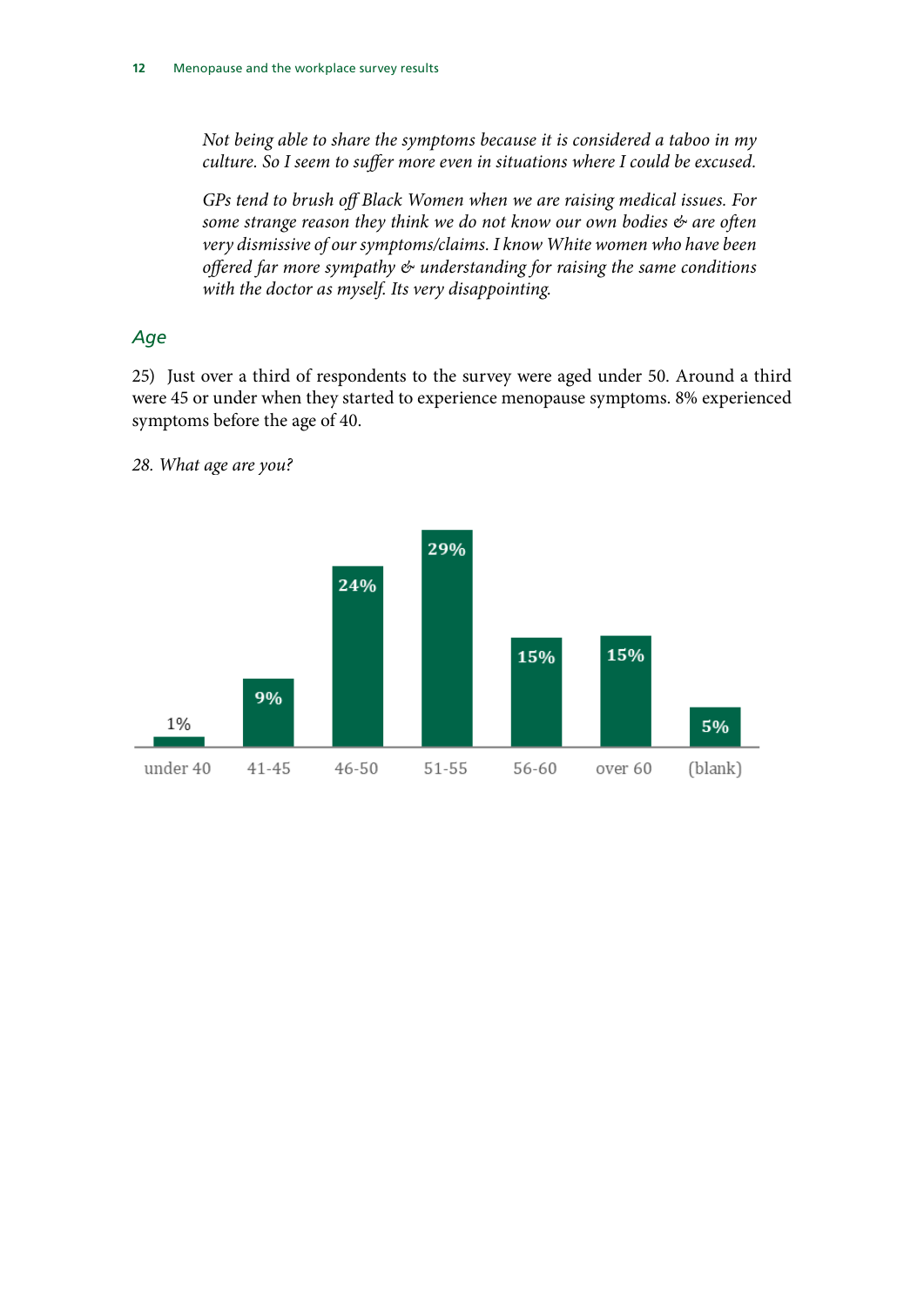*Not being able to share the symptoms because it is considered a taboo in my culture. So I seem to suffer more even in situations where I could be excused.*

*GPs tend to brush off Black Women when we are raising medical issues. For some strange reason they think we do not know our own bodies & are often very dismissive of our symptoms/claims. I know White women who have been offered far more sympathy & understanding for raising the same conditions with the doctor as myself. Its very disappointing.*

### *Age*

25) Just over a third of respondents to the survey were aged under 50. Around a third were 45 or under when they started to experience menopause symptoms. 8% experienced symptoms before the age of 40.

*28. What age are you?*

| under 40 | 41-45 | 46-50 | 51-55 | 56-60 | over 60 | (blank) |
|---|---|---|---|---|---|---|
| 1% | 9% | 24% | 29% | 15% | 15% | 5% |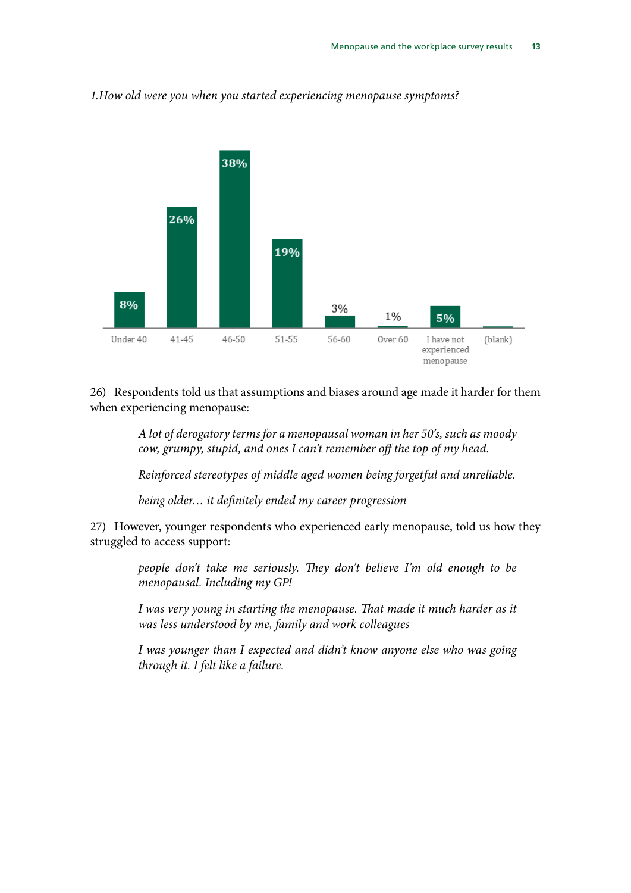*1.How old were you when you started experiencing menopause symptoms?*

| Under 40 | 41-45 | 46-50 | 51-55 | 56-60 | Over 60 | I have not experienced menopause | (blank) |
|---|---|---|---|---|---|---|---|
| 8% | 26% | 38% | 19% | 3% | 1% | 5% | |

26) Respondents told us that assumptions and biases around age made it harder for them when experiencing menopause:

> *A lot of derogatory terms for a menopausal woman in her 50's, such as moody cow, grumpy, stupid, and ones I can't remember off the top of my head.*
>
> *Reinforced stereotypes of middle aged women being forgetful and unreliable.*
>
> *being older… it definitely ended my career progression*

27) However, younger respondents who experienced early menopause, told us how they struggled to access support:

> *people don't take me seriously. They don't believe I'm old enough to be menopausal. Including my GP!*
>
> *I was very young in starting the menopause. That made it much harder as it was less understood by me, family and work colleagues*
>
> *I was younger than I expected and didn't know anyone else who was going through it. I felt like a failure.*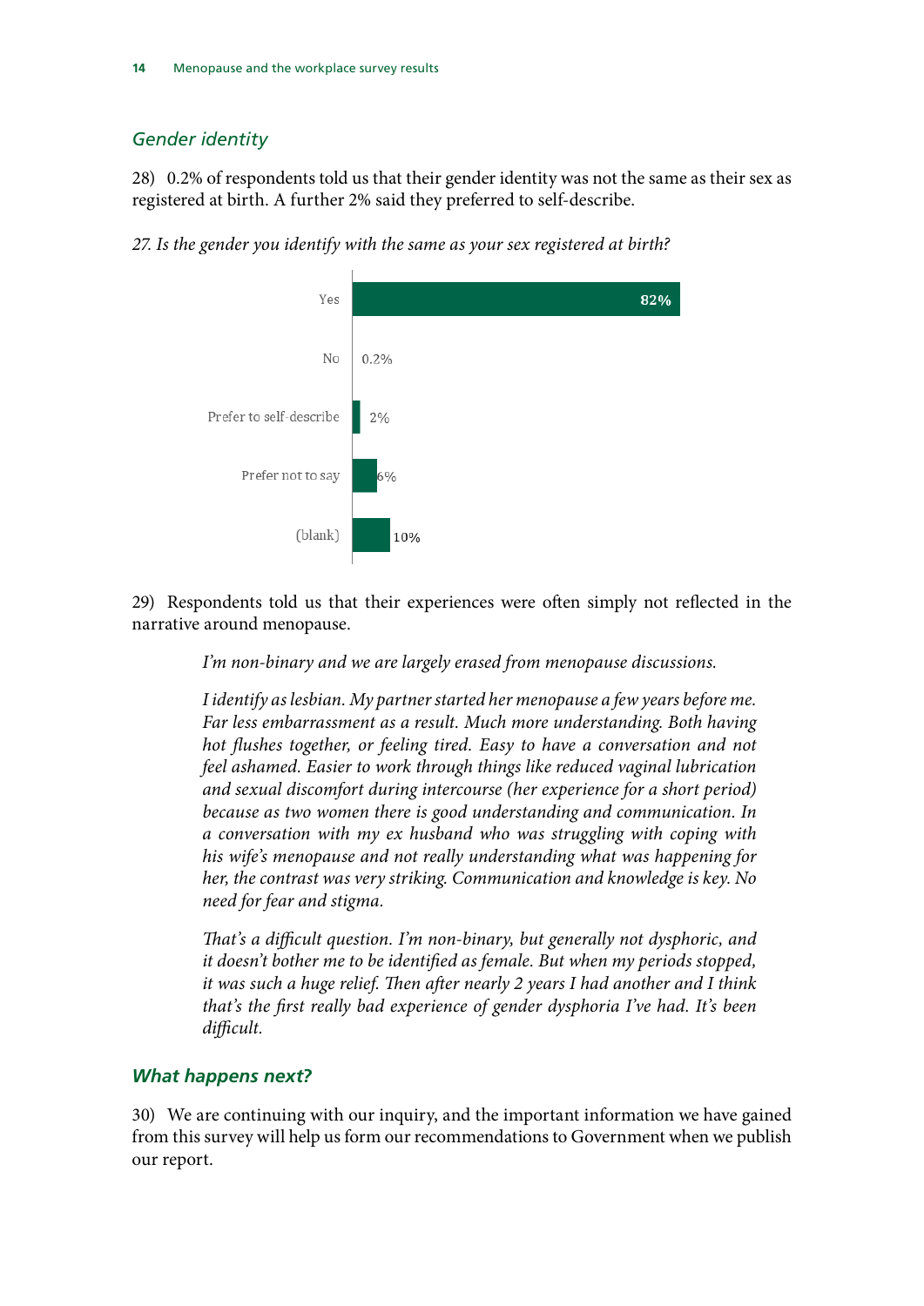## *Gender identity*

28) 0.2% of respondents told us that their gender identity was not the same as their sex as registered at birth. A further 2% said they preferred to self-describe.

*27. Is the gender you identify with the same as your sex registered at birth?*

| Response | Percentage |
| --- | --- |
| Yes | 82% |
| No | 0.2% |
| Prefer to self-describe | 2% |
| Prefer not to say | 6% |
| (blank) | 10% |

29) Respondents told us that their experiences were often simply not reflected in the narrative around menopause.

> *I'm non-binary and we are largely erased from menopause discussions.*

> *I identify as lesbian. My partner started her menopause a few years before me. Far less embarrassment as a result. Much more understanding. Both having hot flushes together, or feeling tired. Easy to have a conversation and not feel ashamed. Easier to work through things like reduced vaginal lubrication and sexual discomfort during intercourse (her experience for a short period) because as two women there is good understanding and communication. In a conversation with my ex husband who was struggling with coping with his wife's menopause and not really understanding what was happening for her, the contrast was very striking. Communication and knowledge is key. No need for fear and stigma.*

> *That's a difficult question. I'm non-binary, but generally not dysphoric, and it doesn't bother me to be identified as female. But when my periods stopped, it was such a huge relief. Then after nearly 2 years I had another and I think that's the first really bad experience of gender dysphoria I've had. It's been difficult.*

## ***What happens next?***

30) We are continuing with our inquiry, and the important information we have gained from this survey will help us form our recommendations to Government when we publish our report.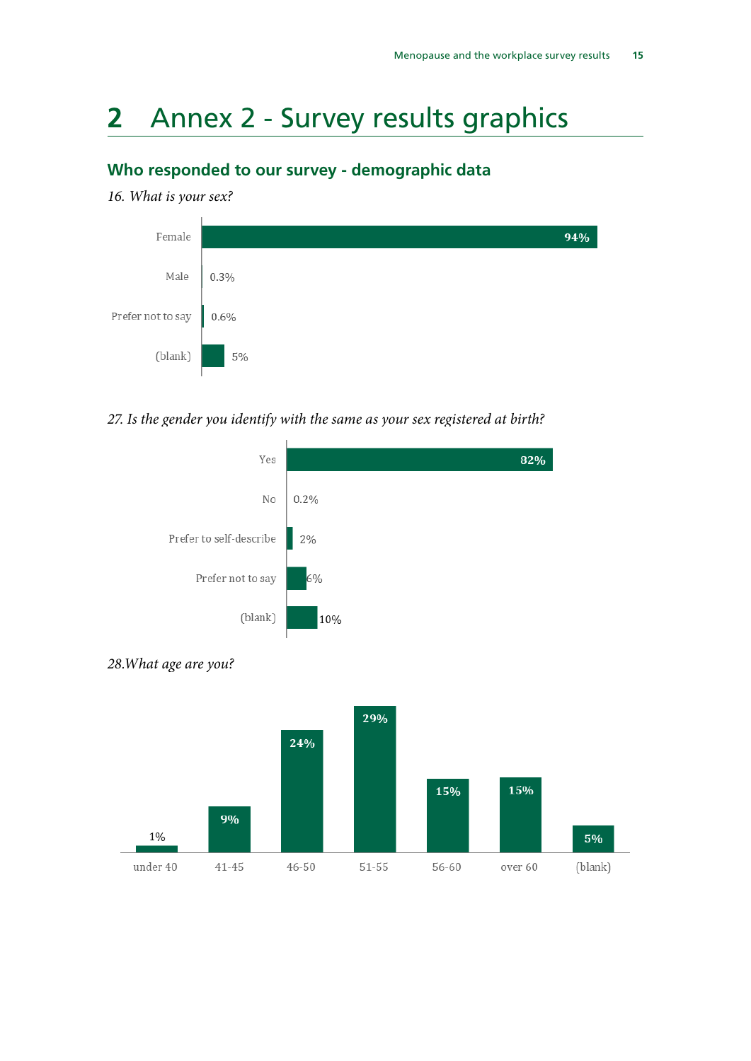# 2 Annex 2 - Survey results graphics

## Who responded to our survey - demographic data

*16. What is your sex?*

| Response | Percentage |
|---|---|
| Female | 94% |
| Male | 0.3% |
| Prefer not to say | 0.6% |
| (blank) | 5% |

*27. Is the gender you identify with the same as your sex registered at birth?*

| Response | Percentage |
|---|---|
| Yes | 82% |
| No | 0.2% |
| Prefer to self-describe | 2% |
| Prefer not to say | 6% |
| (blank) | 10% |

*28.What age are you?*

| Age | Percentage |
|---|---|
| under 40 | 1% |
| 41-45 | 9% |
| 46-50 | 24% |
| 51-55 | 29% |
| 56-60 | 15% |
| over 60 | 15% |
| (blank) | 5% |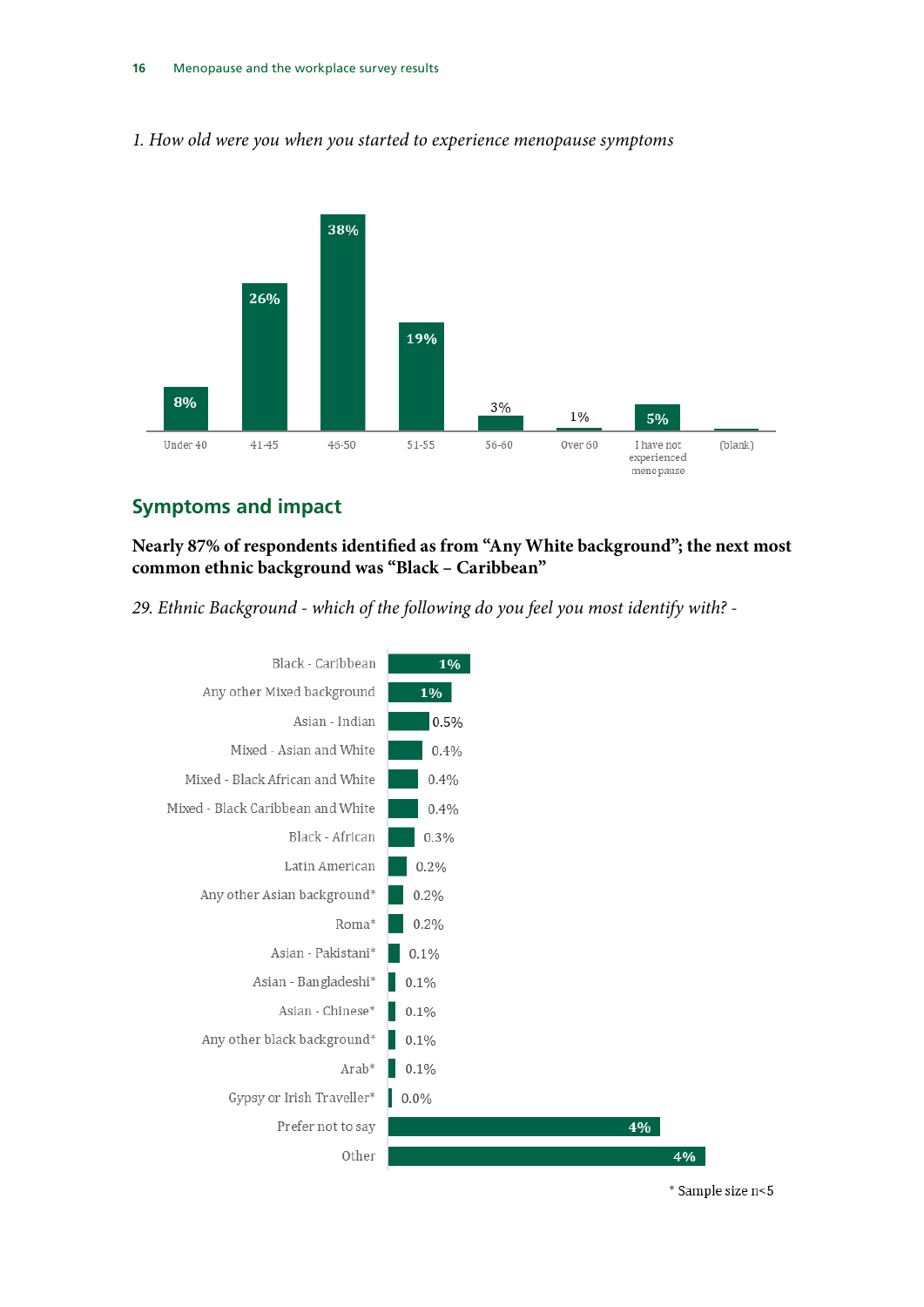*1. How old were you when you started to experience menopause symptoms*

| Age | Percentage |
|---|---|
| Under 40 | 8% |
| 41-45 | 26% |
| 46-50 | 38% |
| 51-55 | 19% |
| 56-60 | 3% |
| Over 60 | 1% |
| I have not experienced menopause | 5% |
| (blank) | |

## Symptoms and impact

**Nearly 87% of respondents identified as from "Any White background"; the next most common ethnic background was "Black – Caribbean"**

*29. Ethnic Background - which of the following do you feel you most identify with? -*

| Ethnic background | Percentage |
|---|---|
| Black - Caribbean | 1% |
| Any other Mixed background | 1% |
| Asian - Indian | 0.5% |
| Mixed - Asian and White | 0.4% |
| Mixed - Black African and White | 0.4% |
| Mixed - Black Caribbean and White | 0.4% |
| Black - African | 0.3% |
| Latin American | 0.2% |
| Any other Asian background* | 0.2% |
| Roma* | 0.2% |
| Asian - Pakistani* | 0.1% |
| Asian - Bangladeshi* | 0.1% |
| Asian - Chinese* | 0.1% |
| Any other black background* | 0.1% |
| Arab* | 0.1% |
| Gypsy or Irish Traveller* | 0.0% |
| Prefer not to say | 4% |
| Other | 4% |

* Sample size n<5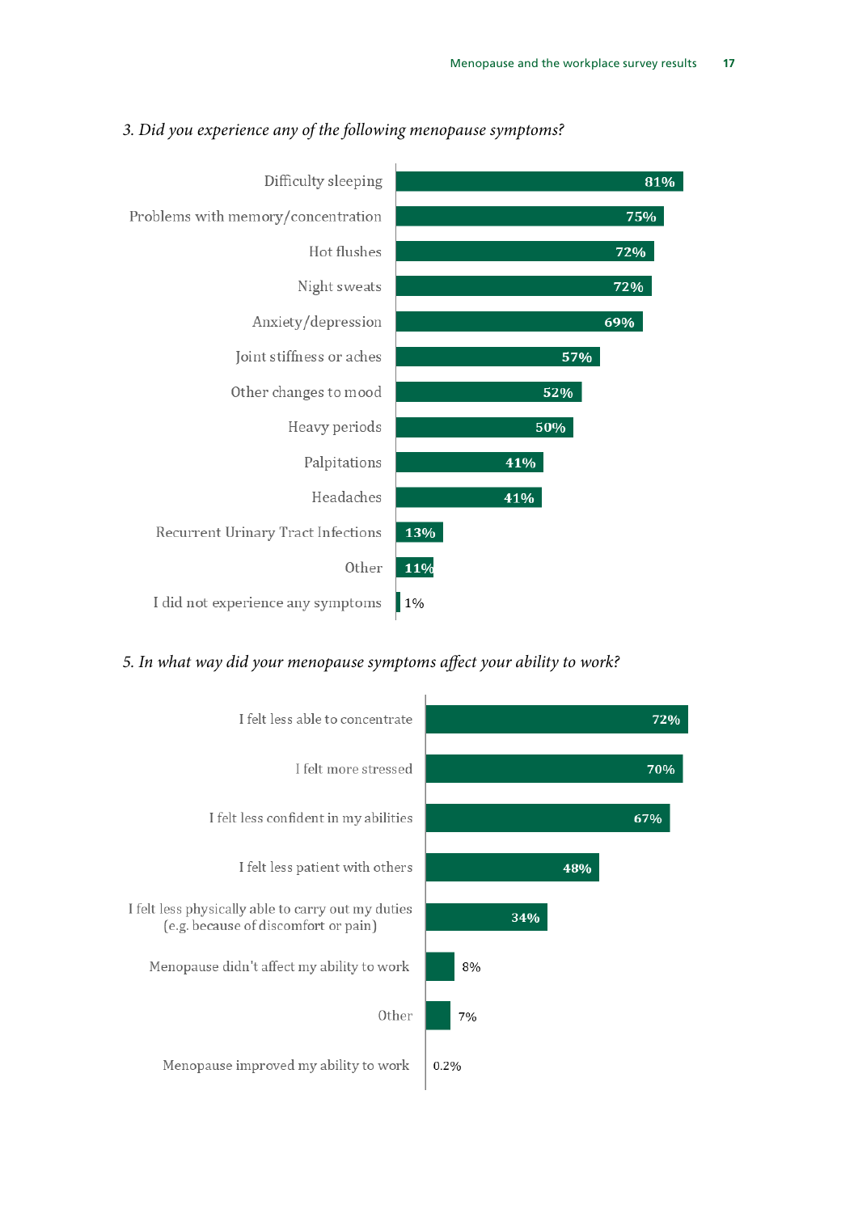*3. Did you experience any of the following menopause symptoms?*

| Symptom | % |
|---|---|
| Difficulty sleeping | 81% |
| Problems with memory/concentration | 75% |
| Hot flushes | 72% |
| Night sweats | 72% |
| Anxiety/depression | 69% |
| Joint stiffness or aches | 57% |
| Other changes to mood | 52% |
| Heavy periods | 50% |
| Palpitations | 41% |
| Headaches | 41% |
| Recurrent Urinary Tract Infections | 13% |
| Other | 11% |
| I did not experience any symptoms | 1% |

*5. In what way did your menopause symptoms affect your ability to work?*

| Response | % |
|---|---|
| I felt less able to concentrate | 72% |
| I felt more stressed | 70% |
| I felt less confident in my abilities | 67% |
| I felt less patient with others | 48% |
| I felt less physically able to carry out my duties (e.g. because of discomfort or pain) | 34% |
| Menopause didn't affect my ability to work | 8% |
| Other | 7% |
| Menopause improved my ability to work | 0.2% |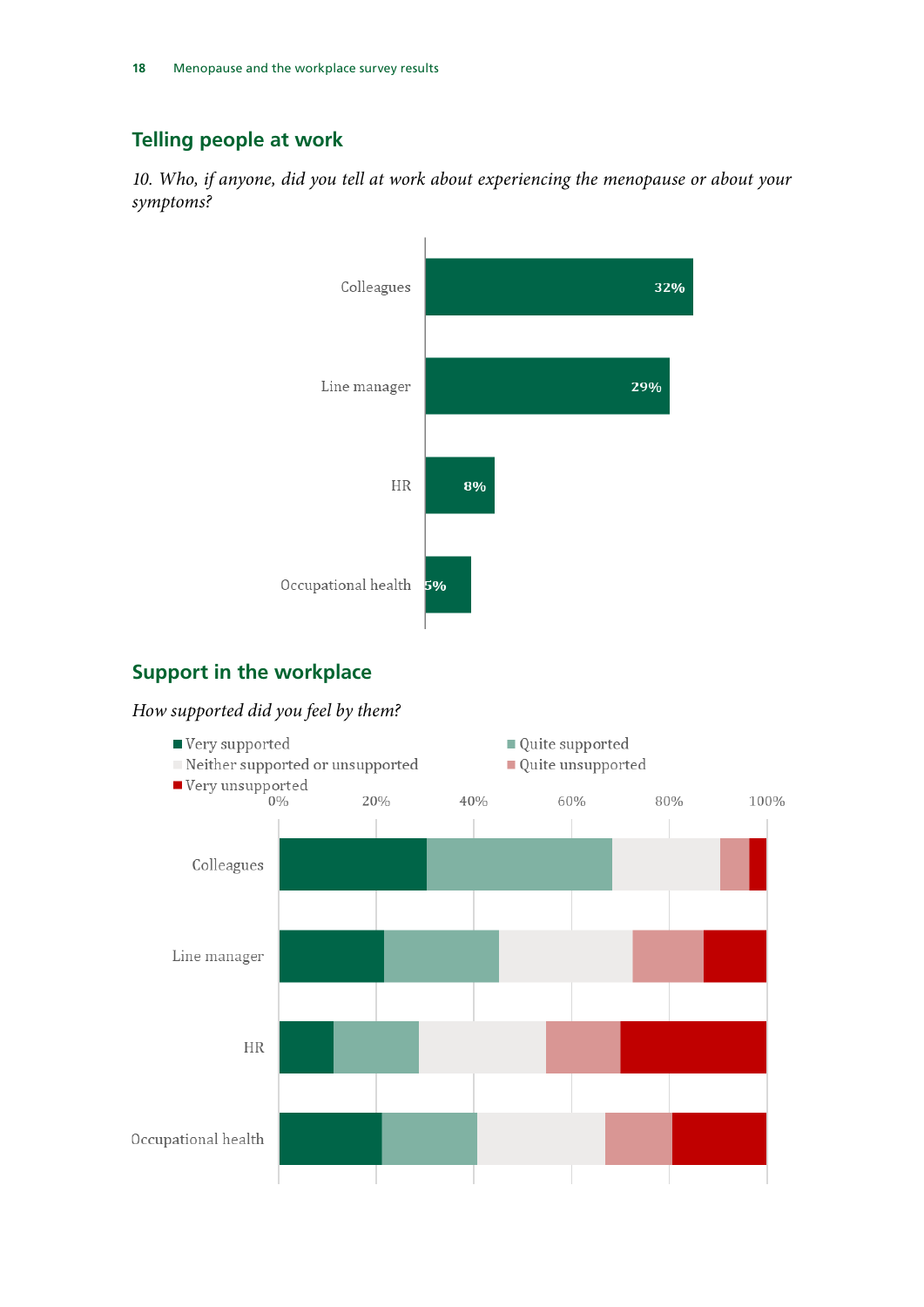## Telling people at work

*10. Who, if anyone, did you tell at work about experiencing the menopause or about your symptoms?*

| | |
|---|---|
| Colleagues | 32% |
| Line manager | 29% |
| HR | 8% |
| Occupational health | 5% |

## Support in the workplace

*How supported did you feel by them?*

Very supported · Quite supported · Neither supported or unsupported · Quite unsupported · Very unsupported

0% 20% 40% 60% 80% 100%

Colleagues

Line manager

HR

Occupational health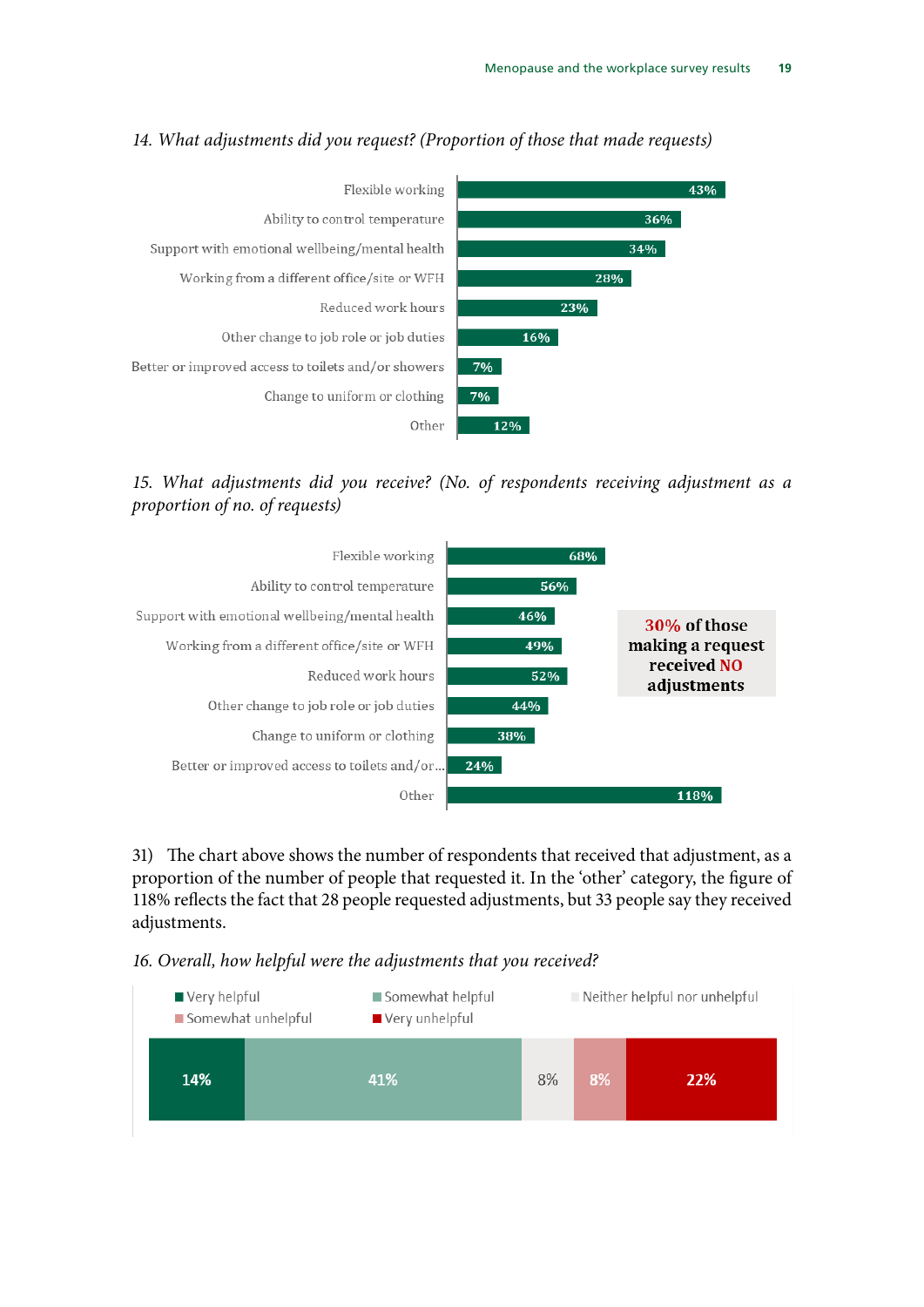*14. What adjustments did you request? (Proportion of those that made requests)*

| Adjustment | % |
|---|---|
| Flexible working | 43% |
| Ability to control temperature | 36% |
| Support with emotional wellbeing/mental health | 34% |
| Working from a different office/site or WFH | 28% |
| Reduced work hours | 23% |
| Other change to job role or job duties | 16% |
| Better or improved access to toilets and/or showers | 7% |
| Change to uniform or clothing | 7% |
| Other | 12% |

*15. What adjustments did you receive? (No. of respondents receiving adjustment as a proportion of no. of requests)*

| Adjustment | % |
|---|---|
| Flexible working | 68% |
| Ability to control temperature | 56% |
| Support with emotional wellbeing/mental health | 46% |
| Working from a different office/site or WFH | 49% |
| Reduced work hours | 52% |
| Other change to job role or job duties | 44% |
| Change to uniform or clothing | 38% |
| Better or improved access to toilets and/or... | 24% |
| Other | 118% |

**30% of those making a request received NO adjustments**

31) The chart above shows the number of respondents that received that adjustment, as a proportion of the number of people that requested it. In the 'other' category, the figure of 118% reflects the fact that 28 people requested adjustments, but 33 people say they received adjustments.

*16. Overall, how helpful were the adjustments that you received?*

| Very helpful | Somewhat helpful | Neither helpful nor unhelpful | Somewhat unhelpful | Very unhelpful |
|---|---|---|---|---|
| 14% | 41% | 8% | 8% | 22% |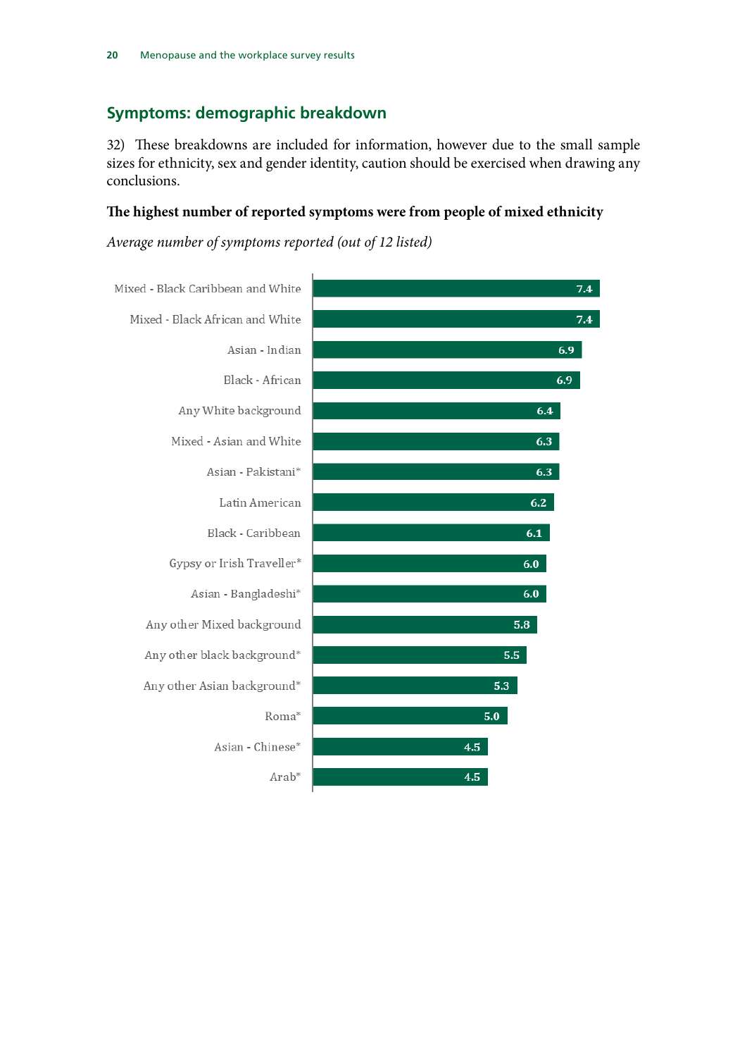## Symptoms: demographic breakdown

32) These breakdowns are included for information, however due to the small sample sizes for ethnicity, sex and gender identity, caution should be exercised when drawing any conclusions.

**The highest number of reported symptoms were from people of mixed ethnicity**

*Average number of symptoms reported (out of 12 listed)*

| Ethnicity | Average number of symptoms |
|---|---|
| Mixed - Black Caribbean and White | 7.4 |
| Mixed - Black African and White | 7.4 |
| Asian - Indian | 6.9 |
| Black - African | 6.9 |
| Any White background | 6.4 |
| Mixed - Asian and White | 6.3 |
| Asian - Pakistani* | 6.3 |
| Latin American | 6.2 |
| Black - Caribbean | 6.1 |
| Gypsy or Irish Traveller* | 6.0 |
| Asian - Bangladeshi* | 6.0 |
| Any other Mixed background | 5.8 |
| Any other black background* | 5.5 |
| Any other Asian background* | 5.3 |
| Roma* | 5.0 |
| Asian - Chinese* | 4.5 |
| Arab* | 4.5 |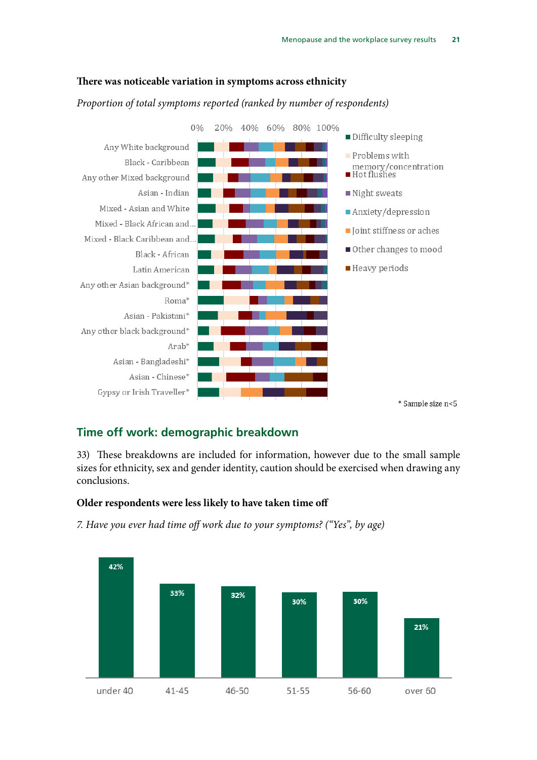### There was noticeable variation in symptoms across ethnicity

*Proportion of total symptoms reported (ranked by number of respondents)*

Legend: Difficulty sleeping; Problems with memory/concentration; Hot flushes; Night sweats; Anxiety/depression; Joint stiffness or aches; Other changes to mood; Heavy periods

Categories (0%–100%): Any White background; Black - Caribbean; Any other Mixed background; Asian - Indian; Mixed - Asian and White; Mixed - Black African and...; Mixed - Black Caribbean and...; Black - African; Latin American; Any other Asian background*; Roma*; Asian - Pakistani*; Any other black background*; Arab*; Asian - Bangladeshi*; Asian - Chinese*; Gypsy or Irish Traveller*

\* Sample size n<5

## Time off work: demographic breakdown

33) These breakdowns are included for information, however due to the small sample sizes for ethnicity, sex and gender identity, caution should be exercised when drawing any conclusions.

### Older respondents were less likely to have taken time off

*7. Have you ever had time off work due to your symptoms? ("Yes", by age)*

| Age | Yes |
|---|---|
| under 40 | 42% |
| 41-45 | 33% |
| 46-50 | 32% |
| 51-55 | 30% |
| 56-60 | 30% |
| over 60 | 21% |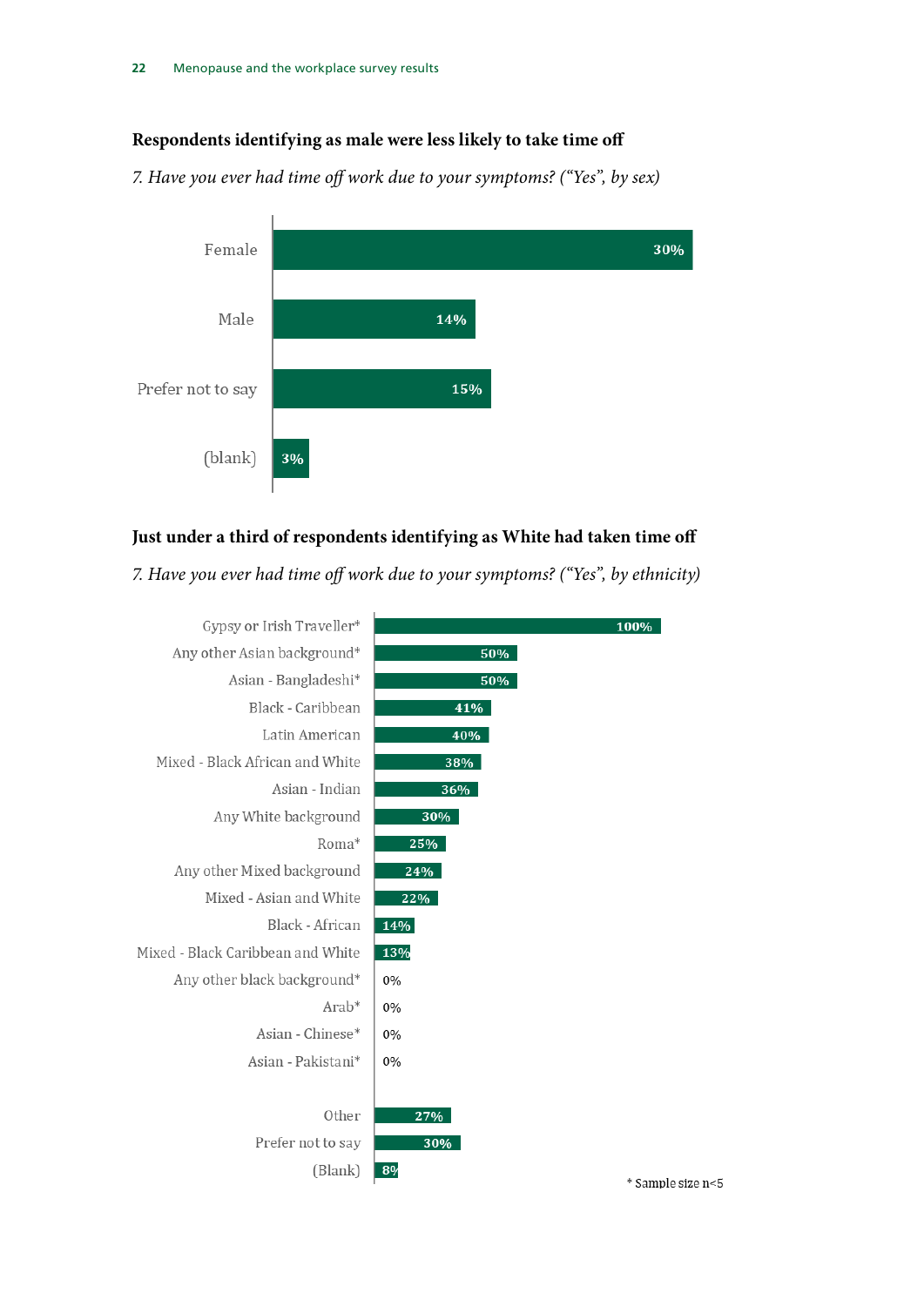### Respondents identifying as male were less likely to take time off

*7. Have you ever had time off work due to your symptoms? ("Yes", by sex)*

| Sex | Yes |
|---|---|
| Female | 30% |
| Male | 14% |
| Prefer not to say | 15% |
| (blank) | 3% |

### Just under a third of respondents identifying as White had taken time off

*7. Have you ever had time off work due to your symptoms? ("Yes", by ethnicity)*

| Ethnicity | Yes |
|---|---|
| Gypsy or Irish Traveller* | 100% |
| Any other Asian background* | 50% |
| Asian - Bangladeshi* | 50% |
| Black - Caribbean | 41% |
| Latin American | 40% |
| Mixed - Black African and White | 38% |
| Asian - Indian | 36% |
| Any White background | 30% |
| Roma* | 25% |
| Any other Mixed background | 24% |
| Mixed - Asian and White | 22% |
| Black - African | 14% |
| Mixed - Black Caribbean and White | 13% |
| Any other black background* | 0% |
| Arab* | 0% |
| Asian - Chinese* | 0% |
| Asian - Pakistani* | 0% |
| Other | 27% |
| Prefer not to say | 30% |
| (Blank) | 8% |

\* Sample size n<5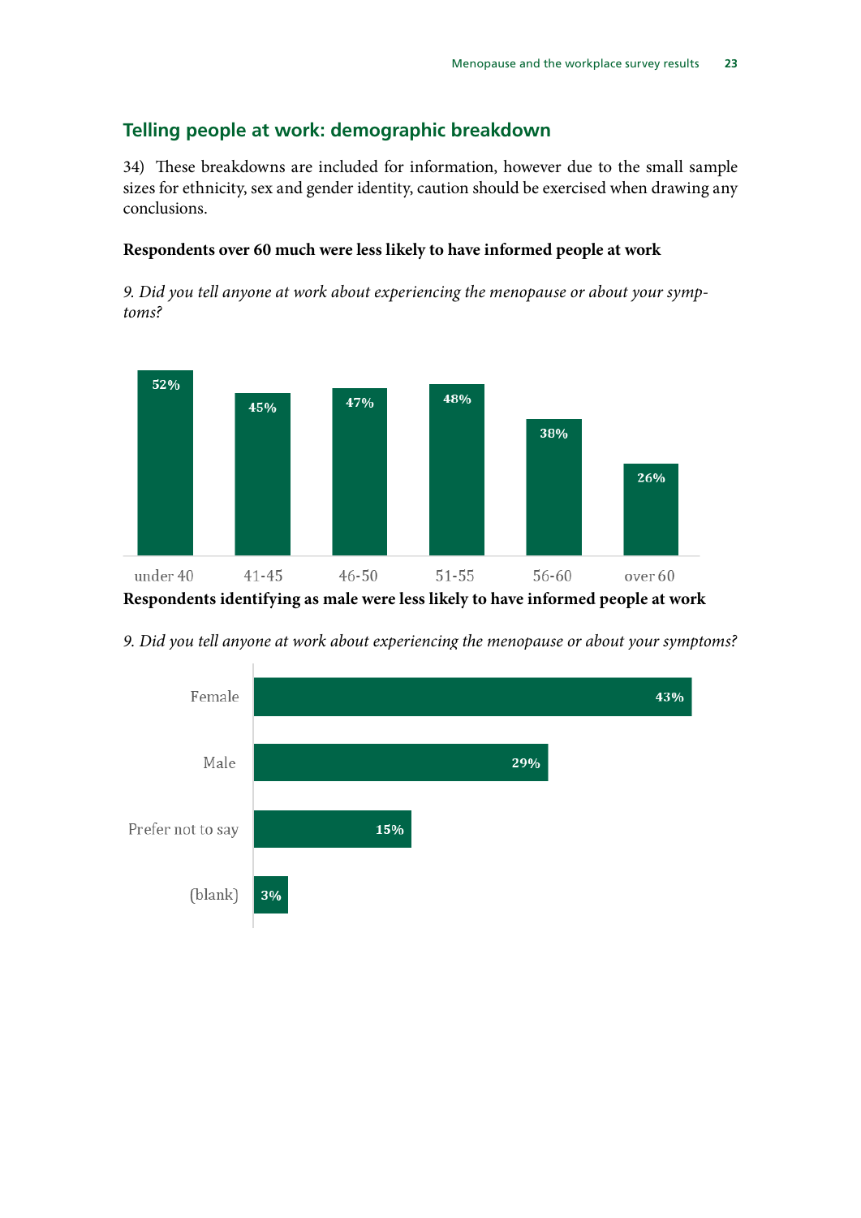## Telling people at work: demographic breakdown

34) These breakdowns are included for information, however due to the small sample sizes for ethnicity, sex and gender identity, caution should be exercised when drawing any conclusions.

**Respondents over 60 much were less likely to have informed people at work**

*9. Did you tell anyone at work about experiencing the menopause or about your symptoms?*

| Age | % |
| --- | --- |
| under 40 | 52% |
| 41-45 | 45% |
| 46-50 | 47% |
| 51-55 | 48% |
| 56-60 | 38% |
| over 60 | 26% |

**Respondents identifying as male were less likely to have informed people at work**

*9. Did you tell anyone at work about experiencing the menopause or about your symptoms?*

| Sex | % |
| --- | --- |
| Female | 43% |
| Male | 29% |
| Prefer not to say | 15% |
| (blank) | 3% |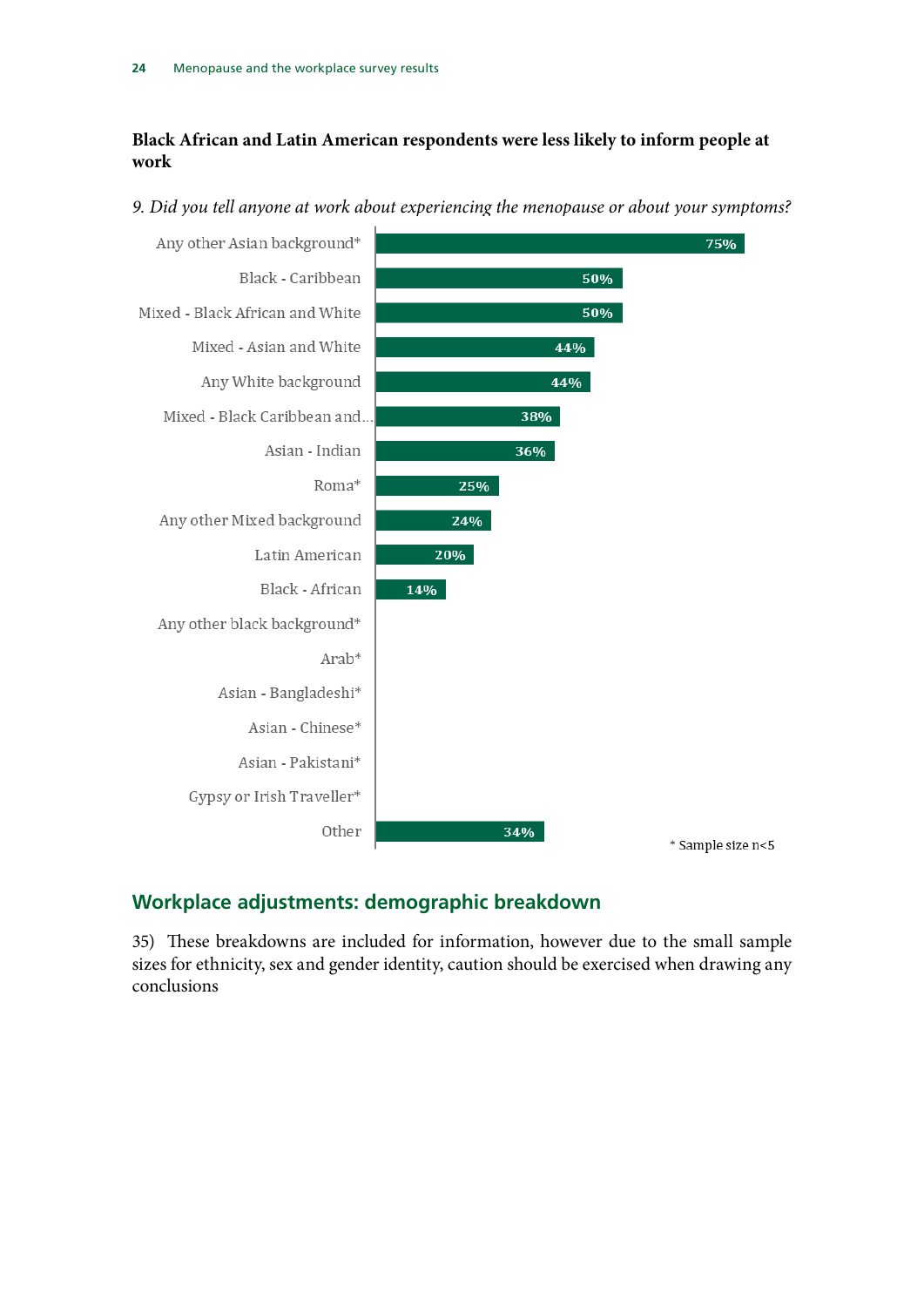**Black African and Latin American respondents were less likely to inform people at work**

*9. Did you tell anyone at work about experiencing the menopause or about your symptoms?*

| Ethnicity | % |
|---|---|
| Any other Asian background* | 75% |
| Black - Caribbean | 50% |
| Mixed - Black African and White | 50% |
| Mixed - Asian and White | 44% |
| Any White background | 44% |
| Mixed - Black Caribbean and... | 38% |
| Asian - Indian | 36% |
| Roma* | 25% |
| Any other Mixed background | 24% |
| Latin American | 20% |
| Black - African | 14% |
| Any other black background* | |
| Arab* | |
| Asian - Bangladeshi* | |
| Asian - Chinese* | |
| Asian - Pakistani* | |
| Gypsy or Irish Traveller* | |
| Other | 34% |

\* Sample size n<5

## Workplace adjustments: demographic breakdown

35) These breakdowns are included for information, however due to the small sample sizes for ethnicity, sex and gender identity, caution should be exercised when drawing any conclusions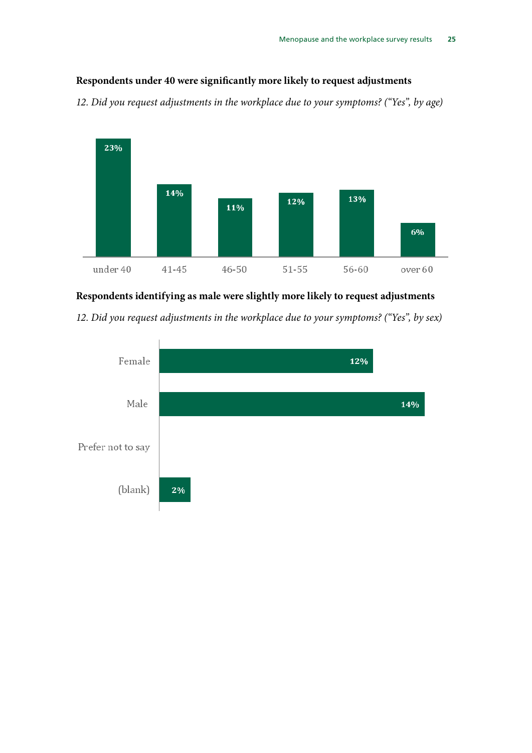### Respondents under 40 were significantly more likely to request adjustments

*12. Did you request adjustments in the workplace due to your symptoms? ("Yes", by age)*

| Age | Yes |
|---|---|
| under 40 | 23% |
| 41-45 | 14% |
| 46-50 | 11% |
| 51-55 | 12% |
| 56-60 | 13% |
| over 60 | 6% |

### Respondents identifying as male were slightly more likely to request adjustments

*12. Did you request adjustments in the workplace due to your symptoms? ("Yes", by sex)*

| Sex | Yes |
|---|---|
| Female | 12% |
| Male | 14% |
| Prefer not to say | |
| (blank) | 2% |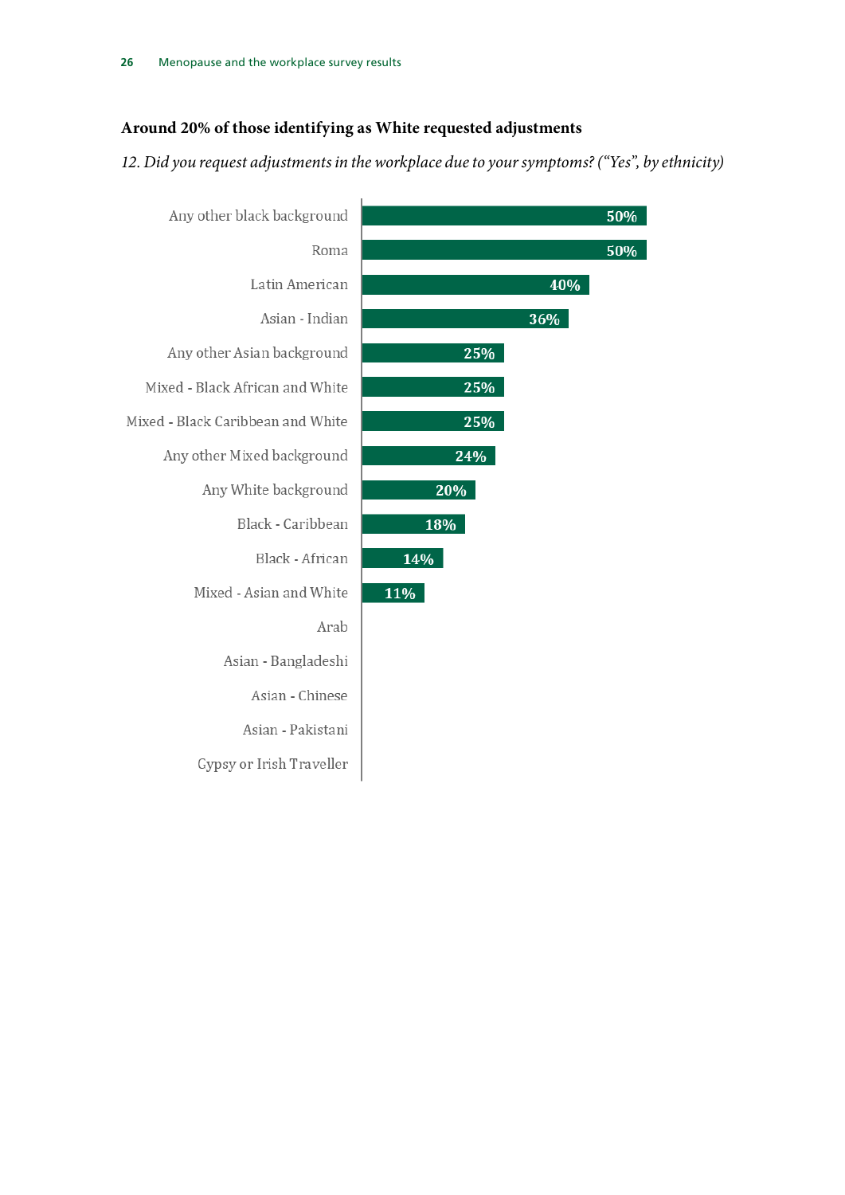### Around 20% of those identifying as White requested adjustments

*12. Did you request adjustments in the workplace due to your symptoms? ("Yes", by ethnicity)*

Any other black background 50%
Roma 50%
Latin American 40%
Asian - Indian 36%
Any other Asian background 25%
Mixed - Black African and White 25%
Mixed - Black Caribbean and White 25%
Any other Mixed background 24%
Any White background 20%
Black - Caribbean 18%
Black - African 14%
Mixed - Asian and White 11%
Arab
Asian - Bangladeshi
Asian - Chinese
Asian - Pakistani
Gypsy or Irish Traveller